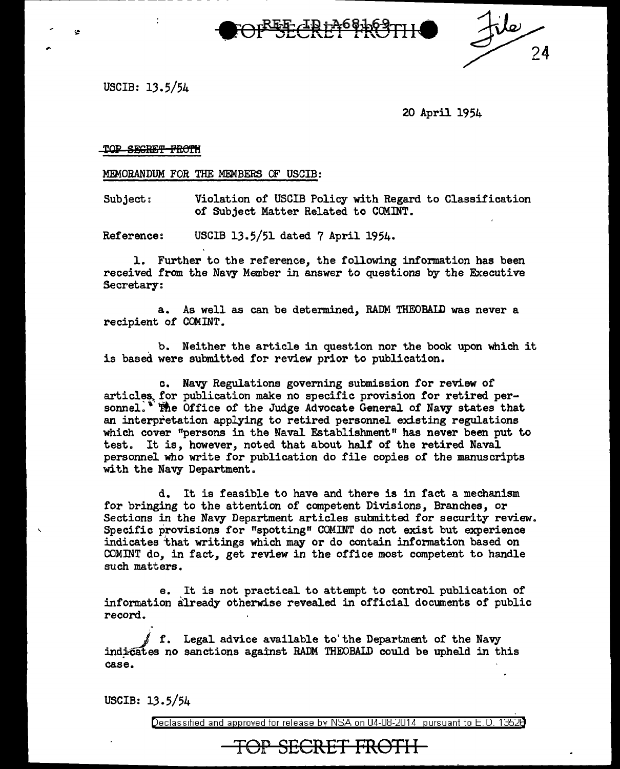USCIB: 13.5/54

20 April 1954

~~TOP SECRET FROTH~~

MEMORANDUM FOR THE MEMBERS OF USCIB:

Subject: Violation of USCIB Policy with Regard to Classification of Subject Matter Related to COMINT.

Reference: USCIB 13.5/51 dated 7 April 1954.

1. Further to the reference, the following information has been received from the Navy Member in answer to questions by the Executive Secretary:

a. As well as can be determined, RADM THEOBALD was never a recipient of COMINT.

b. Neither the article in question nor the book upon which it is based were submitted for review prior to publication.

c. Navy Regulations governing submission for review of articles for publication make no specific provision for retired personnel. The Office of the Judge Advocate General of Navy states that an interpretation applying to retired personnel existing regulations which cover "persons in the Naval Establishment" has never been put to test. It is, however, noted that about half of the retired Naval personnel who write for publication do file copies of the manuscripts with the Navy Department.

d. It is feasible to have and there is in fact a mechanism for bringing to the attention of competent Divisions, Branches, or Sections in the Navy Department articles submitted for security review. Specific provisions for "spotting" COMINT do not exist but experience indicates that writings which may or do contain information based on COMINT do, in fact, get review in the office most competent to handle such matters.

e. It is not practical to attempt to control publication of information already otherwise revealed in official documents of public record.

f. Legal advice available to the Department of the Navy indicates no sanctions against RADM THEOBALD could be upheld in this case.

USCIB: 13.5/54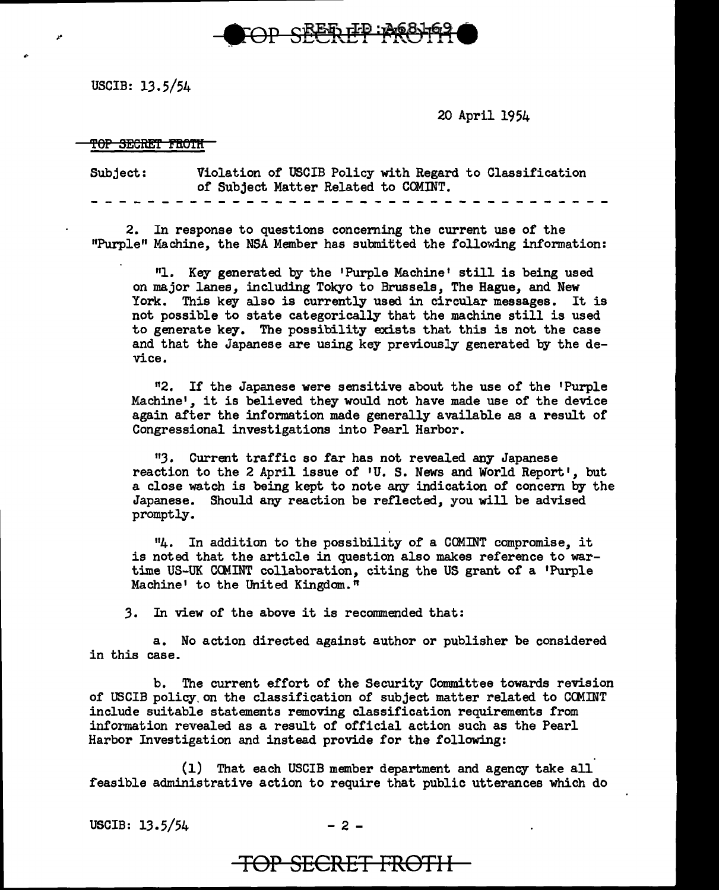USCIB: 13.5/54

20 April 1954

TOP SECRET FROTH

Subject: Violation of USCIB Policy with Regard to Classification of Subject Matter Related to COMINT.

- - - - - - - - - - - - - - - - - - - - - - - - - - - - - - - - - - - - -

2. In response to questions concerning the current use of the "Purple" Machine, the NSA Member has submitted the following information:

"1. Key generated by the 'Purple Machine' still is being used on major lanes, including Tokyo to Brussels, The Hague, and New York. This key also is currently used in circular messages. It is not possible to state categorically that the machine still is used to generate key. The possibility exists that this is not the case and that the Japanese are using key previously generated by the device.

"2. If the Japanese were sensitive about the use of the 'Purple Machine', it is believed they would not have made use of the device again after the information made generally available as a result of Congressional investigations into Pearl Harbor.

"3. Current traffic so far has not revealed any Japanese reaction to the 2 April issue of 'U. S. News and World Report', but a close watch is being kept to note any indication of concern by the Japanese. Should any reaction be reflected, you will be advised promptly.

"4. In addition to the possibility of a COMINT compromise, it is noted that the article in question also makes reference to wartime US-UK COMINT collaboration, citing the US grant of a 'Purple Machine' to the United Kingdom."

3. In view of the above it is recommended that:

a. No action directed against author or publisher be considered in this case.

b. The current effort of the Security Committee towards revision of USCIB policy on the classification of subject matter related to COMINT include suitable statements removing classification requirements from information revealed as a result of official action such as the Pearl Harbor Investigation and instead provide for the following:

(1) That each USCIB member department and agency take all feasible administrative action to require that public utterances which do

USCIB: 13.5/54

TOP SECRET FROTH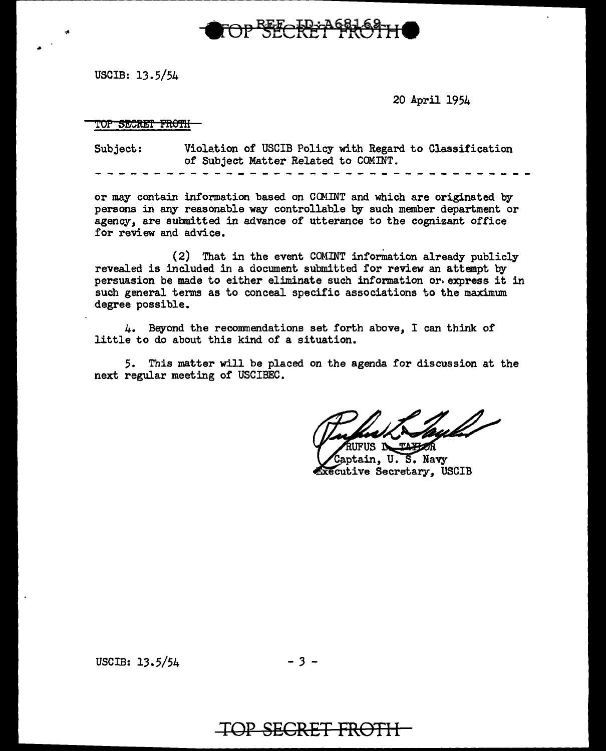USCIB: 13.5/54

20 April 1954

TOP SECRET FROTH

Subject: Violation of USCIB Policy with Regard to Classification of Subject Matter Related to COMINT.

---

or may contain information based on COMINT and which are originated by persons in any reasonable way controllable by such member department or agency, are submitted in advance of utterance to the cognizant office for review and advice.

(2) That in the event COMINT information already publicly revealed is included in a document submitted for review an attempt by persuasion be made to either eliminate such information or express it in such general terms as to conceal specific associations to the maximum degree possible.

4. Beyond the recommendations set forth above, I can think of little to do about this kind of a situation.

5. This matter will be placed on the agenda for discussion at the next regular meeting of USCIBEC.

RUFUS L. TAYLOR
Captain, U. S. Navy
Executive Secretary, USCIB

USCIB: 13.5/54

TOP SECRET FROTH